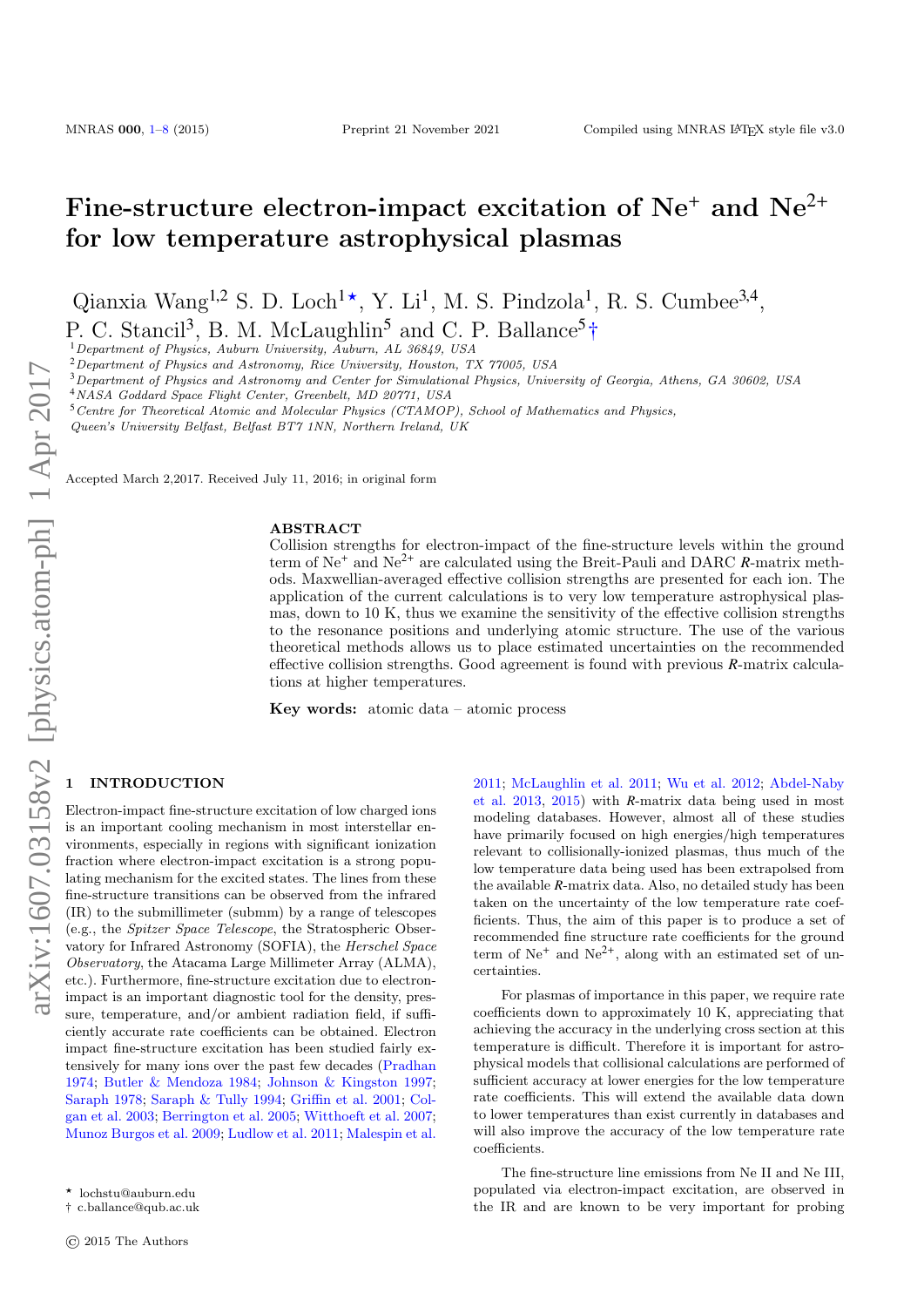# Fine-structure electron-impact excitation of $Ne^+$ and $Ne^{2+}$ for low temperature astrophysical plasmas

Qianxia Wang[1,2] S. D. Loch[1⋆], Y. Li[1], M. S. Pindzola[1], R. S. Cumbee[3,4], P. C. Stancil[3], B. M. McLaughlin[5] and C. P. Ballance[5†]

[1]*Department of Physics, Auburn University, Auburn, AL 36849, USA*
[2]*Department of Physics and Astronomy, Rice University, Houston, TX 77005, USA*
[3]*Department of Physics and Astronomy and Center for Simulational Physics, University of Georgia, Athens, GA 30602, USA*
[4]*NASA Goddard Space Flight Center, Greenbelt, MD 20771, USA*
[5]*Centre for Theoretical Atomic and Molecular Physics (CTAMOP), School of Mathematics and Physics, Queen's University Belfast, Belfast BT7 1NN, Northern Ireland, UK*

Accepted March 2,2017. Received July 11, 2016; in original form

## ABSTRACT

Collision strengths for electron-impact of the fine-structure levels within the ground term of $Ne^+$ and $Ne^{2+}$ are calculated using the Breit-Pauli and DARC *R*-matrix methods. Maxwellian-averaged effective collision strengths are presented for each ion. The application of the current calculations is to very low temperature astrophysical plasmas, down to 10 K, thus we examine the sensitivity of the effective collision strengths to the resonance positions and underlying atomic structure. The use of the various theoretical methods allows us to place estimated uncertainties on the recommended effective collision strengths. Good agreement is found with previous *R*-matrix calculations at higher temperatures.

**Key words:** atomic data – atomic process

## 1 INTRODUCTION

Electron-impact fine-structure excitation of low charged ions is an important cooling mechanism in most interstellar environments, especially in regions with significant ionization fraction where electron-impact excitation is a strong populating mechanism for the excited states. The lines from these fine-structure transitions can be observed from the infrared (IR) to the submillimeter (submm) by a range of telescopes (e.g., the *Spitzer Space Telescope*, the Stratospheric Observatory for Infrared Astronomy (SOFIA), the *Herschel Space Observatory*, the Atacama Large Millimeter Array (ALMA), etc.). Furthermore, fine-structure excitation due to electron-impact is an important diagnostic tool for the density, pressure, temperature, and/or ambient radiation field, if sufficiently accurate rate coefficients can be obtained. Electron impact fine-structure excitation has been studied fairly extensively for many ions over the past few decades (Pradhan 1974; Butler & Mendoza 1984; Johnson & Kingston 1997; Saraph 1978; Saraph & Tully 1994; Griffin et al. 2001; Colgan et al. 2003; Berrington et al. 2005; Witthoeft et al. 2007; Munoz Burgos et al. 2009; Ludlow et al. 2011; Malespin et al. 2011; McLaughlin et al. 2011; Wu et al. 2012; Abdel-Naby et al. 2013, 2015) with *R*-matrix data being used in most modeling databases. However, almost all of these studies have primarily focused on high energies/high temperatures relevant to collisionally-ionized plasmas, thus much of the low temperature data being used has been extrapolsed from the available *R*-matrix data. Also, no detailed study has been taken on the uncertainty of the low temperature rate coefficients. Thus, the aim of this paper is to produce a set of recommended fine structure rate coefficients for the ground term of $Ne^+$ and $Ne^{2+}$, along with an estimated set of uncertainties.

For plasmas of importance in this paper, we require rate coefficients down to approximately 10 K, appreciating that achieving the accuracy in the underlying cross section at this temperature is difficult. Therefore it is important for astrophysical models that collisional calculations are performed of sufficient accuracy at lower energies for the low temperature rate coefficients. This will extend the available data down to lower temperatures than exist currently in databases and will also improve the accuracy of the low temperature rate coefficients.

The fine-structure line emissions from Ne II and Ne III, populated via electron-impact excitation, are observed in the IR and are known to be very important for probing

⋆ lochstu@auburn.edu
† c.ballance@qub.ac.uk

© 2015 The Authors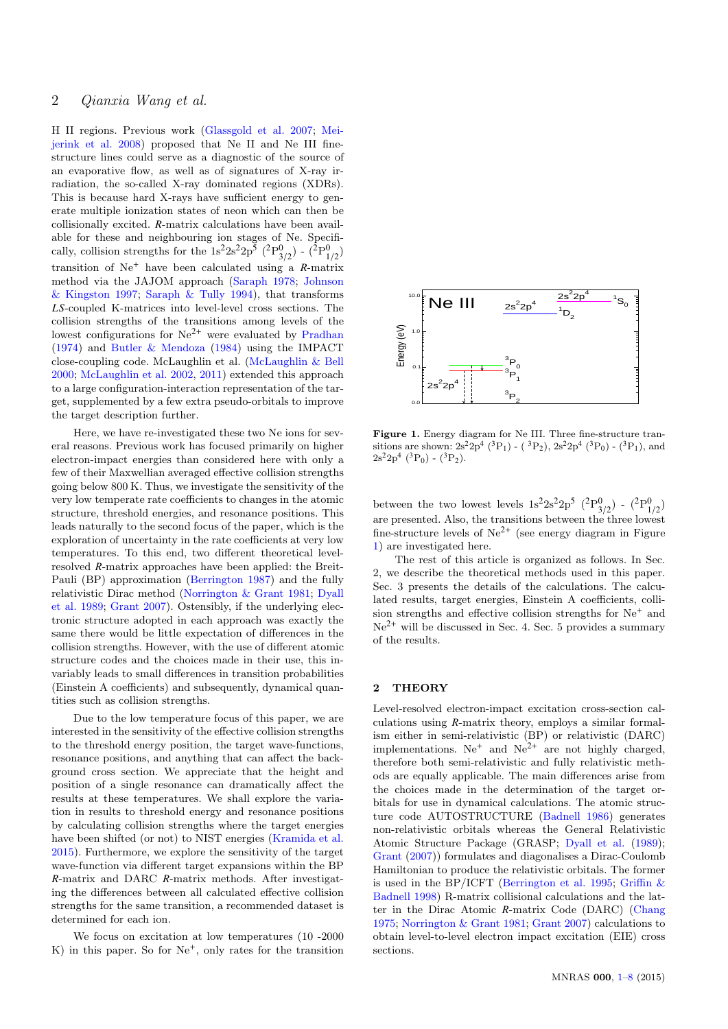H II regions. Previous work (Glassgold et al. 2007; Meijerink et al. 2008) proposed that Ne II and Ne III fine-structure lines could serve as a diagnostic of the source of an evaporative flow, as well as of signatures of X-ray irradiation, the so-called X-ray dominated regions (XDRs). This is because hard X-rays have sufficient energy to generate multiple ionization states of neon which can then be collisionally excited. *R*-matrix calculations have been available for these and neighbouring ion stages of Ne. Specifically, collision strengths for the $1s^2 2s^2 2p^5$ $(^2P^0_{3/2})$ - $(^2P^0_{1/2})$ transition of $Ne^+$ have been calculated using a *R*-matrix method via the JAJOM approach (Saraph 1978; Johnson & Kingston 1997; Saraph & Tully 1994), that transforms *LS*-coupled K-matrices into level-level cross sections. The collision strengths of the transitions among levels of the lowest configurations for $Ne^{2+}$ were evaluated by Pradhan (1974) and Butler & Mendoza (1984) using the IMPACT close-coupling code. McLaughlin et al. (McLaughlin & Bell 2000; McLaughlin et al. 2002, 2011) extended this approach to a large configuration-interaction representation of the target, supplemented by a few extra pseudo-orbitals to improve the target description further.

Here, we have re-investigated these two Ne ions for several reasons. Previous work has focused primarily on higher electron-impact energies than considered here with only a few of their Maxwellian averaged effective collision strengths going below 800 K. Thus, we investigate the sensitivity of the very low temperate rate coefficients to changes in the atomic structure, threshold energies, and resonance positions. This leads naturally to the second focus of the paper, which is the exploration of uncertainty in the rate coefficients at very low temperatures. To this end, two different theoretical level-resolved *R*-matrix approaches have been applied: the Breit-Pauli (BP) approximation (Berrington 1987) and the fully relativistic Dirac method (Norrington & Grant 1981; Dyall et al. 1989; Grant 2007). Ostensibly, if the underlying electronic structure adopted in each approach was exactly the same there would be little expectation of differences in the collision strengths. However, with the use of different atomic structure codes and the choices made in their use, this invariably leads to small differences in transition probabilities (Einstein A coefficients) and subsequently, dynamical quantities such as collision strengths.

Due to the low temperature focus of this paper, we are interested in the sensitivity of the effective collision strengths to the threshold energy position, the target wave-functions, resonance positions, and anything that can affect the background cross section. We appreciate that the height and position of a single resonance can dramatically affect the results at these temperatures. We shall explore the variation in results to threshold energy and resonance positions by calculating collision strengths where the target energies have been shifted (or not) to NIST energies (Kramida et al. 2015). Furthermore, we explore the sensitivity of the target wave-function via different target expansions within the BP *R*-matrix and DARC *R*-matrix methods. After investigating the differences between all calculated effective collision strengths for the same transition, a recommended dataset is determined for each ion.

We focus on excitation at low temperatures (10 -2000 K) in this paper. So for $Ne^+$, only rates for the transition between the two lowest levels $1s^2 2s^2 2p^5$ $(^2P^0_{3/2})$ - $(^2P^0_{1/2})$ are presented. Also, the transitions between the three lowest fine-structure levels of $Ne^{2+}$ (see energy diagram in Figure 1) are investigated here.

**Figure 1.** Energy diagram for Ne III. Three fine-structure transitions are shown: $2s^2 2p^4$ $(^3P_1)$ - $(^3P_2)$, $2s^2 2p^4$ $(^3P_0)$ - $(^3P_1)$, and $2s^2 2p^4$ $(^3P_0)$ - $(^3P_2)$.

The rest of this article is organized as follows. In Sec. 2, we describe the theoretical methods used in this paper. Sec. 3 presents the details of the calculations. The calculated results, target energies, Einstein A coefficients, collision strengths and effective collision strengths for $Ne^+$ and $Ne^{2+}$ will be discussed in Sec. 4. Sec. 5 provides a summary of the results.

## 2 THEORY

Level-resolved electron-impact excitation cross-section calculations using *R*-matrix theory, employs a similar formalism either in semi-relativistic (BP) or relativistic (DARC) implementations. $Ne^+$ and $Ne^{2+}$ are not highly charged, therefore both semi-relativistic and fully relativistic methods are equally applicable. The main differences arise from the choices made in the determination of the target orbitals for use in dynamical calculations. The atomic structure code AUTOSTRUCTURE (Badnell 1986) generates non-relativistic orbitals whereas the General Relativistic Atomic Structure Package (GRASP; Dyall et al. (1989); Grant (2007)) formulates and diagonalises a Dirac-Coulomb Hamiltonian to produce the relativistic orbitals. The former is used in the BP/ICFT (Berrington et al. 1995; Griffin & Badnell 1998) R-matrix collisional calculations and the latter in the Dirac Atomic *R*-matrix Code (DARC) (Chang 1975; Norrington & Grant 1981; Grant 2007) calculations to obtain level-to-level electron impact excitation (EIE) cross sections.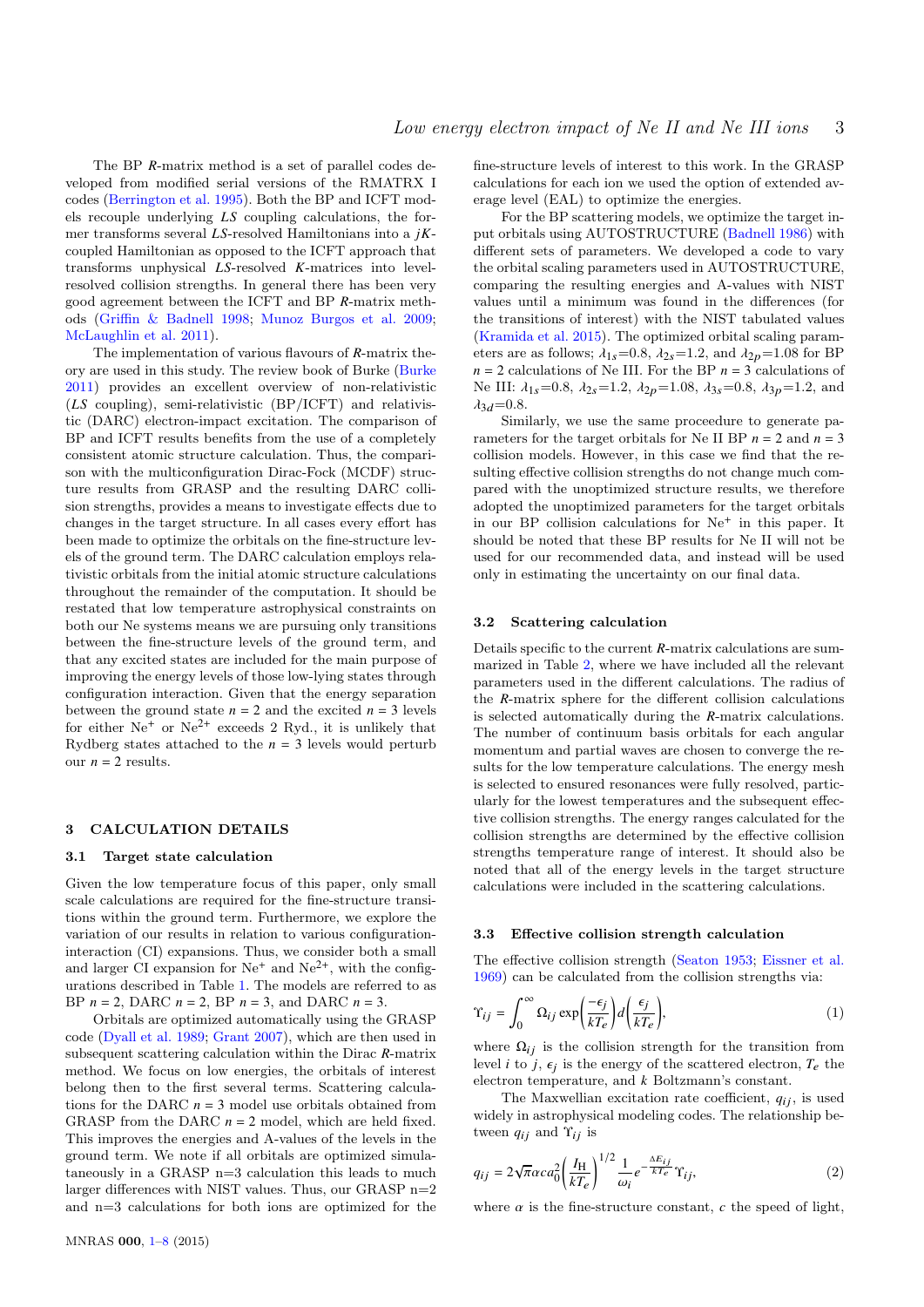The BP $R$-matrix method is a set of parallel codes developed from modified serial versions of the RMATRX I codes (Berrington et al. 1995). Both the BP and ICFT models recouple underlying $LS$ coupling calculations, the former transforms several $LS$-resolved Hamiltonians into a $jK$-coupled Hamiltonian as opposed to the ICFT approach that transforms unphysical $LS$-resolved $K$-matrices into level-resolved collision strengths. In general there has been very good agreement between the ICFT and BP $R$-matrix methods (Griffin & Badnell 1998; Munoz Burgos et al. 2009; McLaughlin et al. 2011).

The implementation of various flavours of $R$-matrix theory are used in this study. The review book of Burke (Burke 2011) provides an excellent overview of non-relativistic ($LS$ coupling), semi-relativistic (BP/ICFT) and relativistic (DARC) electron-impact excitation. The comparison of BP and ICFT results benefits from the use of a completely consistent atomic structure calculation. Thus, the comparison with the multiconfiguration Dirac-Fock (MCDF) structure results from GRASP and the resulting DARC collision strengths, provides a means to investigate effects due to changes in the target structure. In all cases every effort has been made to optimize the orbitals on the fine-structure levels of the ground term. The DARC calculation employs relativistic orbitals from the initial atomic structure calculations throughout the remainder of the computation. It should be restated that low temperature astrophysical constraints on both our Ne systems means we are pursuing only transitions between the fine-structure levels of the ground term, and that any excited states are included for the main purpose of improving the energy levels of those low-lying states through configuration interaction. Given that the energy separation between the ground state $n = 2$ and the excited $n = 3$ levels for either $Ne^{+}$ or $Ne^{2+}$ exceeds 2 Ryd., it is unlikely that Rydberg states attached to the $n = 3$ levels would perturb our $n = 2$ results.

## 3 CALCULATION DETAILS

### 3.1 Target state calculation

Given the low temperature focus of this paper, only small scale calculations are required for the fine-structure transitions within the ground term. Furthermore, we explore the variation of our results in relation to various configuration-interaction (CI) expansions. Thus, we consider both a small and larger CI expansion for $Ne^{+}$ and $Ne^{2+}$, with the configurations described in Table 1. The models are referred to as BP $n = 2$, DARC $n = 2$, BP $n = 3$, and DARC $n = 3$.

Orbitals are optimized automatically using the GRASP code (Dyall et al. 1989; Grant 2007), which are then used in subsequent scattering calculation within the Dirac $R$-matrix method. We focus on low energies, the orbitals of interest belong then to the first several terms. Scattering calculations for the DARC $n = 3$ model use orbitals obtained from GRASP from the DARC $n = 2$ model, which are held fixed. This improves the energies and A-values of the levels in the ground term. We note if all orbitals are optimized simulataneously in a GRASP n=3 calculation this leads to much larger differences with NIST values. Thus, our GRASP n=2 and n=3 calculations for both ions are optimized for the fine-structure levels of interest to this work. In the GRASP calculations for each ion we used the option of extended average level (EAL) to optimize the energies.

For the BP scattering models, we optimize the target input orbitals using AUTOSTRUCTURE (Badnell 1986) with different sets of parameters. We developed a code to vary the orbital scaling parameters used in AUTOSTRUCTURE, comparing the resulting energies and A-values with NIST values until a minimum was found in the differences (for the transitions of interest) with the NIST tabulated values (Kramida et al. 2015). The optimized orbital scaling parameters are as follows; $\lambda_{1s}$=0.8, $\lambda_{2s}$=1.2, and $\lambda_{2p}$=1.08 for BP $n = 2$ calculations of Ne III. For the BP $n = 3$ calculations of Ne III: $\lambda_{1s}$=0.8, $\lambda_{2s}$=1.2, $\lambda_{2p}$=1.08, $\lambda_{3s}$=0.8, $\lambda_{3p}$=1.2, and $\lambda_{3d}$=0.8.

Similarly, we use the same proceedure to generate parameters for the target orbitals for Ne II BP $n = 2$ and $n = 3$ collision models. However, in this case we find that the resulting effective collision strengths do not change much compared with the unoptimized structure results, we therefore adopted the unoptimized parameters for the target orbitals in our BP collision calculations for $Ne^{+}$ in this paper. It should be noted that these BP results for Ne II will not be used for our recommended data, and instead will be used only in estimating the uncertainty on our final data.

### 3.2 Scattering calculation

Details specific to the current $R$-matrix calculations are summarized in Table 2, where we have included all the relevant parameters used in the different calculations. The radius of the $R$-matrix sphere for the different collision calculations is selected automatically during the $R$-matrix calculations. The number of continuum basis orbitals for each angular momentum and partial waves are chosen to converge the results for the low temperature calculations. The energy mesh is selected to ensured resonances were fully resolved, particularly for the lowest temperatures and the subsequent effective collision strengths. The energy ranges calculated for the collision strengths are determined by the effective collision strengths temperature range of interest. It should also be noted that all of the energy levels in the target structure calculations were included in the scattering calculations.

### 3.3 Effective collision strength calculation

The effective collision strength (Seaton 1953; Eissner et al. 1969) can be calculated from the collision strengths via:

$$\Upsilon_{ij} = \int_0^\infty \Omega_{ij} \exp\left(\frac{-\epsilon_j}{kT_e}\right) d\left(\frac{\epsilon_j}{kT_e}\right), \tag{1}$$

where $\Omega_{ij}$ is the collision strength for the transition from level $i$ to $j$, $\epsilon_j$ is the energy of the scattered electron, $T_e$ the electron temperature, and $k$ Boltzmann's constant.

The Maxwellian excitation rate coefficient, $q_{ij}$, is used widely in astrophysical modeling codes. The relationship between $q_{ij}$ and $\Upsilon_{ij}$ is

$$q_{ij} = 2\sqrt{\pi}\alpha c a_0^2 \left(\frac{I_{\rm H}}{kT_e}\right)^{1/2} \frac{1}{\omega_i} e^{-\frac{\Delta E_{ij}}{kT_e}} \Upsilon_{ij}, \tag{2}$$

where $\alpha$ is the fine-structure constant, $c$ the speed of light,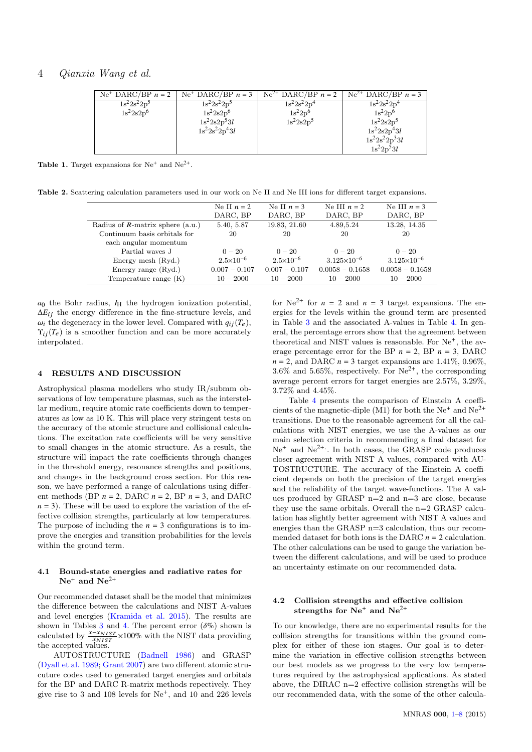| $Ne^{+}$ DARC/BP $n = 2$ | $Ne^{+}$ DARC/BP $n = 3$ | $Ne^{2+}$ DARC/BP $n = 2$ | $Ne^{2+}$ DARC/BP $n = 3$ |
|---|---|---|---|
| $1s^22s^22p^5$ | $1s^22s^22p^5$ | $1s^22s^22p^4$ | $1s^22s^22p^4$ |
| $1s^22s2p^6$ | $1s^22s2p^6$ | $1s^22p^6$ | $1s^22p^6$ |
| | $1s^22s2p^53l$ | $1s^22s2p^5$ | $1s^22s2p^5$ |
| | $1s^22s^22p^43l$ | | $1s^22s2p^43l$ |
| | | | $1s^22s^22p^33l$ |
| | | | $1s^22p^53l$ |

**Table 1.** Target expansions for $Ne^{+}$ and $Ne^{2+}$.

**Table 2.** Scattering calculation parameters used in our work on Ne II and Ne III ions for different target expansions.

| | Ne II $n = 2$ DARC, BP | Ne II $n = 3$ DARC, BP | Ne III $n = 2$ DARC, BP | Ne III $n = 3$ DARC, BP |
|---|---|---|---|---|
| Radius of *R*-matrix sphere (a.u.) | 5.40, 5.87 | 19.83, 21.60 | 4.89,5.24 | 13.28, 14.35 |
| Continuum basis orbitals for each angular momentum | 20 | 20 | 20 | 20 |
| Partial waves J | 0 − 20 | 0 − 20 | 0 − 20 | 0 − 20 |
| Energy mesh (Ryd.) | $2.5\times10^{-6}$ | $2.5\times10^{-6}$ | $3.125\times10^{-6}$ | $3.125\times10^{-6}$ |
| Energy range (Ryd.) | 0.007 − 0.107 | 0.007 − 0.107 | 0.0058 − 0.1658 | 0.0058 − 0.1658 |
| Temperature range (K) | 10 − 2000 | 10 − 2000 | 10 − 2000 | 10 − 2000 |

$a_0$ the Bohr radius, $I_{\rm H}$ the hydrogen ionization potential, $\Delta E_{ij}$ the energy difference in the fine-structure levels, and $\omega_i$ the degeneracy in the lower level. Compared with $q_{ij}(T_e)$, $\Upsilon_{ij}(T_e)$ is a smoother function and can be more accurately interpolated.

## 4 RESULTS AND DISCUSSION

Astrophysical plasma modellers who study IR/submm observations of low temperature plasmas, such as the interstellar medium, require atomic rate coefficients down to temperatures as low as 10 K. This will place very stringent tests on the accuracy of the atomic structure and collisional calculations. The excitation rate coefficients will be very sensitive to small changes in the atomic structure. As a result, the structure will impact the rate coefficients through changes in the threshold energy, resonance strengths and positions, and changes in the background cross section. For this reason, we have performed a range of calculations using different methods (BP $n = 2$, DARC $n = 2$, BP $n = 3$, and DARC $n = 3$). These will be used to explore the variation of the effective collision strengths, particularly at low temperatures. The purpose of including the $n = 3$ configurations is to improve the energies and transition probabilities for the levels within the ground term.

### 4.1 Bound-state energies and radiative rates for $Ne^{+}$ and $Ne^{2+}$

Our recommended dataset shall be the model that minimizes the difference between the calculations and NIST A-values and level energies (Kramida et al. 2015). The results are shown in Tables 3 and 4. The percent error ($\delta$%) shown is calculated by $\frac{x - x_{NIST}}{x_{NIST}}\times100\%$ with the NIST data providing the accepted values.

AUTOSTRUCTURE (Badnell 1986) and GRASP (Dyall et al. 1989; Grant 2007) are two different atomic strucuture codes used to generated target energies and orbitals for the BP and DARC R-matrix methods repectively. They give rise to 3 and 108 levels for $Ne^{+}$, and 10 and 226 levels for $Ne^{2+}$ for $n = 2$ and $n = 3$ target expansions. The energies for the levels within the ground term are presented in Table 3 and the associated A-values in Table 4. In general, the percentage errors show that the agreement between theoretical and NIST values is reasonable. For $Ne^{+}$, the average percentage error for the BP $n = 2$, BP $n = 3$, DARC $n = 2$, and DARC $n = 3$ target expansions are 1.41%, 0.96%, 3.6% and 5.65%, respectively. For $Ne^{2+}$, the corresponding average percent errors for target energies are 2.57%, 3.29%, 3.72% and 4.45%.

Table 4 presents the comparison of Einstein A coefficients of the magnetic-dipole (M1) for both the $Ne^{+}$ and $Ne^{2+}$ transitions. Due to the reasonable agreement for all the calculations with NIST energies, we use the A-values as our main selection criteria in recommending a final dataset for $Ne^{+}$ and $Ne^{2+}$. In both cases, the GRASP code produces closer agreement with NIST A values, compared with AUTOSTRUCTURE. The accuracy of the Einstein A coefficient depends on both the precision of the target energies and the reliability of the target wave-functions. The A values produced by GRASP n=2 and n=3 are close, because they use the same orbitals. Overall the n=2 GRASP calculation has slightly better agreement with NIST A values and energies than the GRASP n=3 calculation, thus our recommended dataset for both ions is the DARC $n = 2$ calculation. The other calculations can be used to gauge the variation between the different calculations, and will be used to produce an uncertainty estimate on our recommended data.

### 4.2 Collision strengths and effective collision strengths for $Ne^{+}$ and $Ne^{2+}$

To our knowledge, there are no experimental results for the collision strengths for transitions within the ground complex for either of these ion stages. Our goal is to determine the variation in effective collision strengths between our best models as we progress to the very low temperatures required by the astrophysical applications. As stated above, the DIRAC n=2 effective collision strengths will be our recommended data, with the some of the other calcula-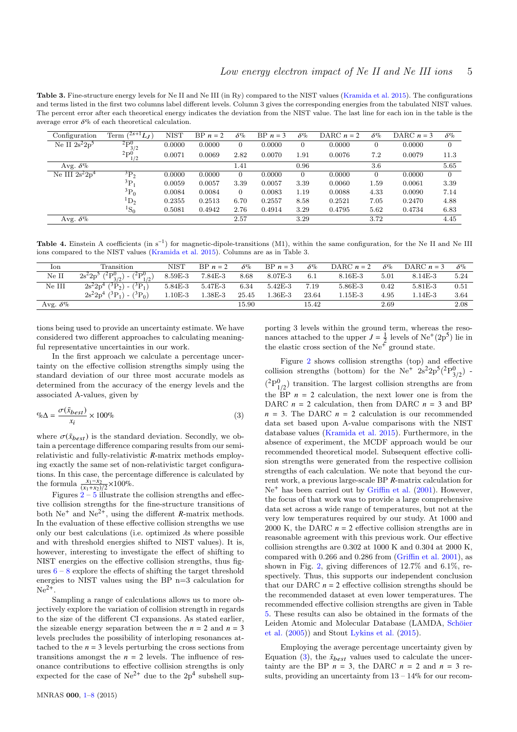**Table 3.** Fine-structure energy levels for Ne II and Ne III (in Ry) compared to the NIST values (Kramida et al. 2015). The configurations and terms listed in the first two columns label different levels. Column 3 gives the corresponding energies from the tabulated NIST values. The percent error after each theoretical energy indicates the deviation from the NIST value. The last line for each ion in the table is the average error $\delta$% of each theoretical calculation.

| Configuration | Term $(^{2s+1}L_J)$ | NIST | BP $n = 2$ | $\delta$% | BP $n = 3$ | $\delta$% | DARC $n = 2$ | $\delta$% | DARC $n = 3$ | $\delta$% |
|---|---|---|---|---|---|---|---|---|---|---|
| Ne II $2s^22p^5$ | $^2P^0_{3/2}$ | 0.0000 | 0.0000 | 0 | 0.0000 | 0 | 0.0000 | 0 | 0.0000 | 0 |
| | $^2P^0_{1/2}$ | 0.0071 | 0.0069 | 2.82 | 0.0070 | 1.91 | 0.0076 | 7.2 | 0.0079 | 11.3 |
| Avg. $\delta$% | | | | 1.41 | | 0.96 | | 3.6 | | 5.65 |
| Ne III $2s^22p^4$ | $^3P_2$ | 0.0000 | 0.0000 | 0 | 0.0000 | 0 | 0.0000 | 0 | 0.0000 | 0 |
| | $^3P_1$ | 0.0059 | 0.0057 | 3.39 | 0.0057 | 3.39 | 0.0060 | 1.59 | 0.0061 | 3.39 |
| | $^3P_0$ | 0.0084 | 0.0084 | 0 | 0.0083 | 1.19 | 0.0088 | 4.33 | 0.0090 | 7.14 |
| | $^1D_2$ | 0.2355 | 0.2513 | 6.70 | 0.2557 | 8.58 | 0.2521 | 7.05 | 0.2470 | 4.88 |
| | $^1S_0$ | 0.5081 | 0.4942 | 2.76 | 0.4914 | 3.29 | 0.4795 | 5.62 | 0.4734 | 6.83 |
| Avg. $\delta$% | | | | 2.57 | | 3.29 | | 3.72 | | 4.45 |

**Table 4.** Einstein A coefficients (in $s^{-1}$) for magnetic-dipole-transitions (M1), within the same configuration, for the Ne II and Ne III ions compared to the NIST values (Kramida et al. 2015). Columns are as in Table 3.

| Ion | Transition | NIST | BP $n = 2$ | $\delta$% | BP $n = 3$ | $\delta$% | DARC $n = 2$ | $\delta$% | DARC $n = 3$ | $\delta$% |
|---|---|---|---|---|---|---|---|---|---|---|
| Ne II | $2s^22p^5$ $(^2P^0_{3/2})$ - $(^2P^0_{1/2})$ | 8.59E-3 | 7.84E-3 | 8.68 | 8.07E-3 | 6.1 | 8.16E-3 | 5.01 | 8.14E-3 | 5.24 |
| Ne III | $2s^22p^4$ $(^3P_2)$ - $(^3P_1)$ | 5.84E-3 | 5.47E-3 | 6.34 | 5.42E-3 | 7.19 | 5.86E-3 | 0.42 | 5.81E-3 | 0.51 |
| | $2s^22p^4$ $(^3P_1)$ - $(^3P_0)$ | 1.10E-3 | 1.38E-3 | 25.45 | 1.36E-3 | 23.64 | 1.15E-3 | 4.95 | 1.14E-3 | 3.64 |
| Avg. $\delta$% | | | | 15.90 | | 15.42 | | 2.69 | | 2.08 |

tions being used to provide an uncertainty estimate. We have considered two different approaches to calculating meaningful representative uncertainties in our work.

In the first approach we calculate a percentage uncertainty on the effective collision strengths simply using the standard deviation of our three most accurate models as determined from the accuracy of the energy levels and the associated A-values, given by

$$\%\Delta = \frac{\sigma(\bar{x}_{best})}{x_i} \times 100\% \tag{3}$$

where $\sigma(\bar{x}_{best})$ is the standard deviation. Secondly, we obtain a percentage difference comparing results from our semi-relativistic and fully-relativistic *R*-matrix methods employing exactly the same set of non-relativistic target configurations. In this case, the percentage difference is calculated by the formula $\frac{x_1 - x_2}{(x_1+x_2)/2} \times 100\%$.

Figures 2 – 5 illustrate the collision strengths and effective collision strengths for the fine-structure transitions of both $Ne^+$ and $Ne^{2+}$, using the different *R*-matrix methods. In the evaluation of these effective collision strengths we use only our best calculations (i.e. optimized $\lambda$s where possible and with threshold energies shifted to NIST values). It is, however, interesting to investigate the effect of shifting to NIST energies on the effective collision strengths, thus figures 6 – 8 explore the effects of shifting the target threshold energies to NIST values using the BP n=3 calculation for $Ne^{2+}$.

Sampling a range of calculations allows us to more objectively explore the variation of collision strength in regards to the size of the different CI expansions. As stated earlier, the sizeable energy separation between the $n = 2$ and $n = 3$ levels precludes the possibility of interloping resonances attached to the $n = 3$ levels perturbing the cross sections from transitions amongst the $n = 2$ levels. The influence of resonance contributions to effective collision strengths is only expected for the case of $Ne^{2+}$ due to the $2p^4$ subshell supporting 3 levels within the ground term, whereas the resonances attached to the upper $J = \frac{1}{2}$ levels of $Ne^+(2p^5)$ lie in the elastic cross section of the $Ne^+$ ground state.

Figure 2 shows collision strengths (top) and effective collision strengths (bottom) for the $Ne^+$ $2s^22p^5(^2P^0_{3/2})$ - $(^2P^0_{1/2})$ transition. The largest collision strengths are from the BP $n = 2$ calculation, the next lower one is from the DARC $n = 2$ calculation, then from DARC $n = 3$ and BP $n = 3$. The DARC $n = 2$ calculation is our recommended data set based upon A-value comparisons with the NIST database values (Kramida et al. 2015). Furthermore, in the absence of experiment, the MCDF approach would be our recommended theoretical model. Subsequent effective collision strengths were generated from the respective collision strengths of each calculation. We note that beyond the current work, a previous large-scale BP *R*-matrix calculation for $Ne^+$ has been carried out by Griffin et al. (2001). However, the focus of that work was to provide a large comprehensive data set across a wide range of temperatures, but not at the very low temperatures required by our study. At 1000 and 2000 K, the DARC $n = 2$ effective collision strengths are in reasonable agreement with this previous work. Our effective collision strengths are 0.302 at 1000 K and 0.304 at 2000 K, compared with 0.266 and 0.286 from (Griffin et al. 2001), as shown in Fig. 2, giving differences of 12.7% and 6.1%, respectively. Thus, this supports our independent conclusion that our DARC $n = 2$ effective collision strengths should be the recommended dataset at even lower temperatures. The recommended effective collision strengths are given in Table 5. These results can also be obtained in the formats of the Leiden Atomic and Molecular Database (LAMDA, Schöier et al. (2005)) and Stout Lykins et al. (2015).

Employing the average percentage uncertainty given by Equation (3), the $\bar{x}_{best}$ values used to calculate the uncertainty are the BP $n = 3$, the DARC $n = 2$ and $n = 3$ results, providing an uncertainty from 13 – 14% for our recom-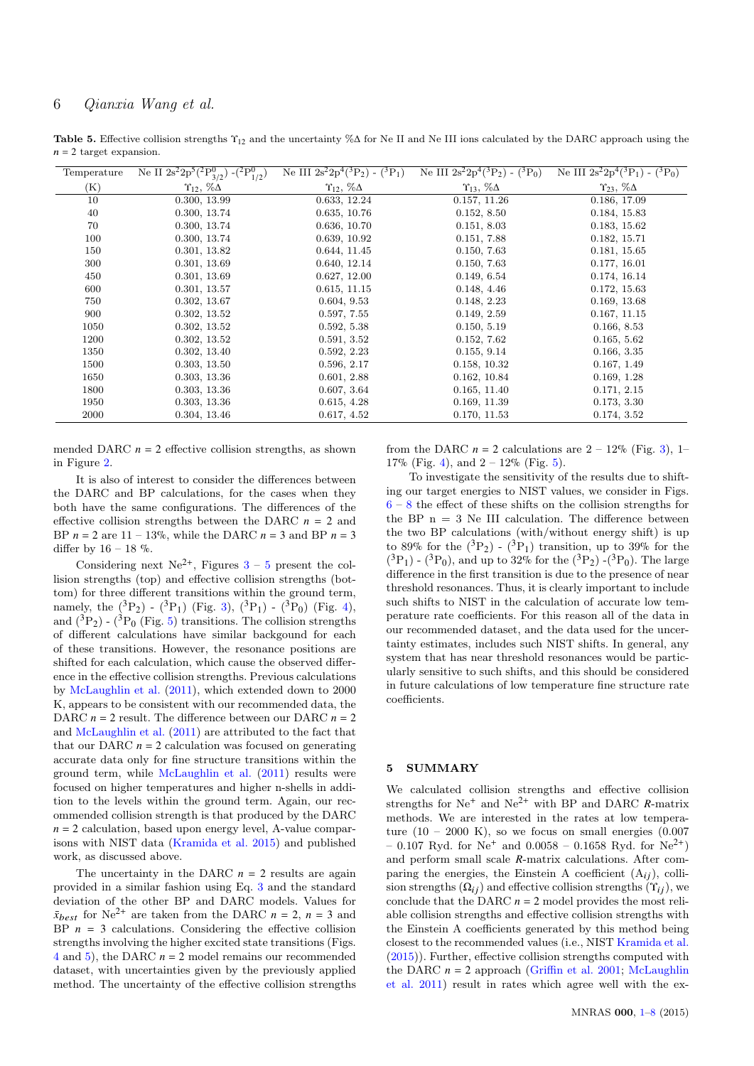**Table 5.** Effective collision strengths $\Upsilon_{12}$ and the uncertainty %Δ for Ne II and Ne III ions calculated by the DARC approach using the $n = 2$ target expansion.

| Temperature | Ne II $2s^22p^5(^2P^0_{3/2})$ -$(^2P^0_{1/2})$ | Ne III $2s^22p^4(^3P_2)$ - $(^3P_1)$ | Ne III $2s^22p^4(^3P_2)$ - $(^3P_0)$ | Ne III $2s^22p^4(^3P_1)$ - $(^3P_0)$ |
|---|---|---|---|---|
| (K) | $\Upsilon_{12}$, %Δ | $\Upsilon_{12}$, %Δ | $\Upsilon_{13}$, %Δ | $\Upsilon_{23}$, %Δ |
| 10 | 0.300, 13.99 | 0.633, 12.24 | 0.157, 11.26 | 0.186, 17.09 |
| 40 | 0.300, 13.74 | 0.635, 10.76 | 0.152, 8.50 | 0.184, 15.83 |
| 70 | 0.300, 13.74 | 0.636, 10.70 | 0.151, 8.03 | 0.183, 15.62 |
| 100 | 0.300, 13.74 | 0.639, 10.92 | 0.151, 7.88 | 0.182, 15.71 |
| 150 | 0.301, 13.82 | 0.644, 11.45 | 0.150, 7.63 | 0.181, 15.65 |
| 300 | 0.301, 13.69 | 0.640, 12.14 | 0.150, 7.63 | 0.177, 16.01 |
| 450 | 0.301, 13.69 | 0.627, 12.00 | 0.149, 6.54 | 0.174, 16.14 |
| 600 | 0.301, 13.57 | 0.615, 11.15 | 0.148, 4.46 | 0.172, 15.63 |
| 750 | 0.302, 13.67 | 0.604, 9.53 | 0.148, 2.23 | 0.169, 13.68 |
| 900 | 0.302, 13.52 | 0.597, 7.55 | 0.149, 2.59 | 0.167, 11.15 |
| 1050 | 0.302, 13.52 | 0.592, 5.38 | 0.150, 5.19 | 0.166, 8.53 |
| 1200 | 0.302, 13.52 | 0.591, 3.52 | 0.152, 7.62 | 0.165, 5.62 |
| 1350 | 0.302, 13.40 | 0.592, 2.23 | 0.155, 9.14 | 0.166, 3.35 |
| 1500 | 0.303, 13.50 | 0.596, 2.17 | 0.158, 10.32 | 0.167, 1.49 |
| 1650 | 0.303, 13.36 | 0.601, 2.88 | 0.162, 10.84 | 0.169, 1.28 |
| 1800 | 0.303, 13.36 | 0.607, 3.64 | 0.165, 11.40 | 0.171, 2.15 |
| 1950 | 0.303, 13.36 | 0.615, 4.28 | 0.169, 11.39 | 0.173, 3.30 |
| 2000 | 0.304, 13.46 | 0.617, 4.52 | 0.170, 11.53 | 0.174, 3.52 |

mended DARC $n = 2$ effective collision strengths, as shown in Figure 2.

It is also of interest to consider the differences between the DARC and BP calculations, for the cases when they both have the same configurations. The differences of the effective collision strengths between the DARC $n = 2$ and BP $n = 2$ are 11 – 13%, while the DARC $n = 3$ and BP $n = 3$ differ by 16 – 18 %.

Considering next $Ne^{2+}$, Figures 3 – 5 present the collision strengths (top) and effective collision strengths (bottom) for three different transitions within the ground term, namely, the $(^3P_2)$ - $(^3P_1)$ (Fig. 3), $(^3P_1)$ - $(^3P_0)$ (Fig. 4), and $(^3P_2)$ - $(^3P_0$ (Fig. 5) transitions. The collision strengths of different calculations have similar backgound for each of these transitions. However, the resonance positions are shifted for each calculation, which cause the observed difference in the effective collision strengths. Previous calculations by McLaughlin et al. (2011), which extended down to 2000 K, appears to be consistent with our recommended data, the DARC $n = 2$ result. The difference between our DARC $n = 2$ and McLaughlin et al. (2011) are attributed to the fact that that our DARC $n = 2$ calculation was focused on generating accurate data only for fine structure transitions within the ground term, while McLaughlin et al. (2011) results were focused on higher temperatures and higher n-shells in addition to the levels within the ground term. Again, our recommended collision strength is that produced by the DARC $n = 2$ calculation, based upon energy level, A-value comparisons with NIST data (Kramida et al. 2015) and published work, as discussed above.

The uncertainty in the DARC $n = 2$ results are again provided in a similar fashion using Eq. 3 and the standard deviation of the other BP and DARC models. Values for $\bar{x}_{best}$ for $Ne^{2+}$ are taken from the DARC $n = 2$, $n = 3$ and BP $n = 3$ calculations. Considering the effective collision strengths involving the higher excited state transitions (Figs. 4 and 5), the DARC $n = 2$ model remains our recommended dataset, with uncertainties given by the previously applied method. The uncertainty of the effective collision strengths from the DARC $n = 2$ calculations are 2 – 12% (Fig. 3), 1–17% (Fig. 4), and 2 – 12% (Fig. 5).

To investigate the sensitivity of the results due to shifting our target energies to NIST values, we consider in Figs. 6 – 8 the effect of these shifts on the collision strengths for the BP n = 3 Ne III calculation. The difference between the two BP calculations (with/without energy shift) is up to 89% for the $(^3P_2)$ - $(^3P_1)$ transition, up to 39% for the $(^3P_1)$ - $(^3P_0)$, and up to 32% for the $(^3P_2)$ -$(^3P_0)$. The large difference in the first transition is due to the presence of near threshold resonances. Thus, it is clearly important to include such shifts to NIST in the calculation of accurate low temperature rate coefficients. For this reason all of the data in our recommended dataset, and the data used for the uncertainty estimates, includes such NIST shifts. In general, any system that has near threshold resonances would be particularly sensitive to such shifts, and this should be considered in future calculations of low temperature fine structure rate coefficients.

## 5 SUMMARY

We calculated collision strengths and effective collision strengths for $Ne^+$ and $Ne^{2+}$ with BP and DARC *R*-matrix methods. We are interested in the rates at low temperature (10 – 2000 K), so we focus on small energies (0.007 – 0.107 Ryd. for $Ne^+$ and 0.0058 – 0.1658 Ryd. for $Ne^{2+}$) and perform small scale *R*-matrix calculations. After comparing the energies, the Einstein A coefficient ($A_{ij}$), collision strengths ($\Omega_{ij}$) and effective collision strengths ($\Upsilon_{ij}$), we conclude that the DARC $n = 2$ model provides the most reliable collision strengths and effective collision strengths with the Einstein A coefficients generated by this method being closest to the recommended values (i.e., NIST Kramida et al. (2015)). Further, effective collision strengths computed with the DARC $n = 2$ approach (Griffin et al. 2001; McLaughlin et al. 2011) result in rates which agree well with the ex-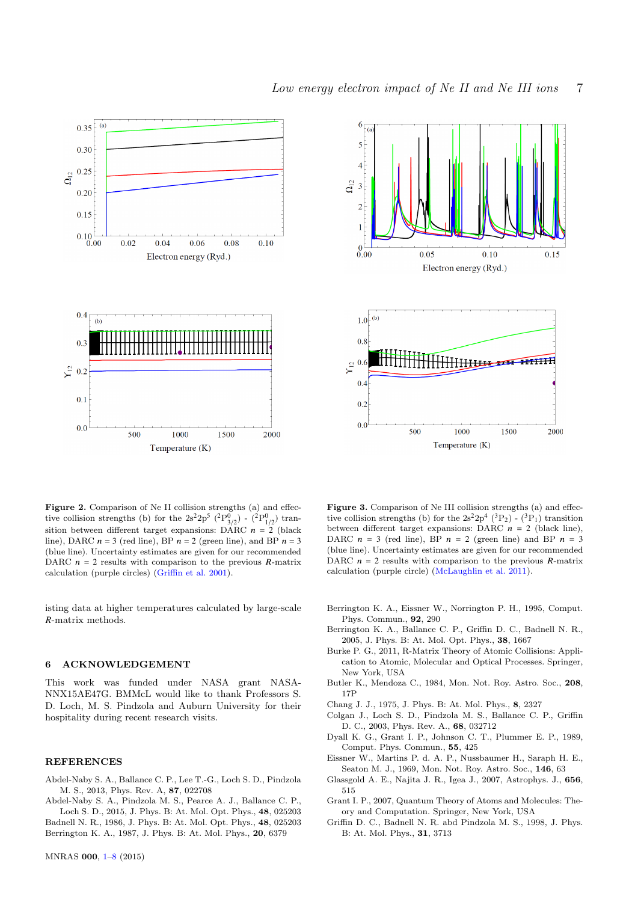**Figure 2.** Comparison of Ne II collision strengths (a) and effective collision strengths (b) for the $2s^22p^5$ ($^2P^0_{3/2}$) - ($^2P^0_{1/2}$) transition between different target expansions: DARC $n$ = 2 (black line), DARC $n$ = 3 (red line), BP $n$ = 2 (green line), and BP $n$ = 3 (blue line). Uncertainty estimates are given for our recommended DARC $n$ = 2 results with comparison to the previous $R$-matrix calculation (purple circles) (Griffin et al. 2001).

**Figure 3.** Comparison of Ne III collision strengths (a) and effective collision strengths (b) for the $2s^22p^4$ ($^3P_2$) - ($^3P_1$) transition between different target expansions: DARC $n$ = 2 (black line), DARC $n$ = 3 (red line), BP $n$ = 2 (green line) and BP $n$ = 3 (blue line). Uncertainty estimates are given for our recommended DARC $n$ = 2 results with comparison to the previous $R$-matrix calculation (purple circle) (McLaughlin et al. 2011).

isting data at higher temperatures calculated by large-scale $R$-matrix methods.

## 6 ACKNOWLEDGEMENT

This work was funded under NASA grant NASA-NNX15AE47G. BMMcL would like to thank Professors S. D. Loch, M. S. Pindzola and Auburn University for their hospitality during recent research visits.

## REFERENCES

Abdel-Naby S. A., Ballance C. P., Lee T.-G., Loch S. D., Pindzola M. S., 2013, Phys. Rev. A, **87**, 022708

Abdel-Naby S. A., Pindzola M. S., Pearce A. J., Ballance C. P., Loch S. D., 2015, J. Phys. B: At. Mol. Opt. Phys., **48**, 025203

Badnell N. R., 1986, J. Phys. B: At. Mol. Opt. Phys., **48**, 025203

Berrington K. A., 1987, J. Phys. B: At. Mol. Phys., **20**, 6379

Berrington K. A., Eissner W., Norrington P. H., 1995, Comput. Phys. Commun., **92**, 290

Berrington K. A., Ballance C. P., Griffin D. C., Badnell N. R., 2005, J. Phys. B: At. Mol. Opt. Phys., **38**, 1667

Burke P. G., 2011, R-Matrix Theory of Atomic Collisions: Application to Atomic, Molecular and Optical Processes. Springer, New York, USA

Butler K., Mendoza C., 1984, Mon. Not. Roy. Astro. Soc., **208**, 17P

Chang J. J., 1975, J. Phys. B: At. Mol. Phys., **8**, 2327

Colgan J., Loch S. D., Pindzola M. S., Ballance C. P., Griffin D. C., 2003, Phys. Rev. A., **68**, 032712

Dyall K. G., Grant I. P., Johnson C. T., Plummer E. P., 1989, Comput. Phys. Commun., **55**, 425

Eissner W., Martins P. d. A. P., Nussbaumer H., Saraph H. E., Seaton M. J., 1969, Mon. Not. Roy. Astro. Soc., **146**, 63

Glassgold A. E., Najita J. R., Igea J., 2007, Astrophys. J., **656**, 515

Grant I. P., 2007, Quantum Theory of Atoms and Molecules: Theory and Computation. Springer, New York, USA

Griffin D. C., Badnell N. R. abd Pindzola M. S., 1998, J. Phys. B: At. Mol. Phys., **31**, 3713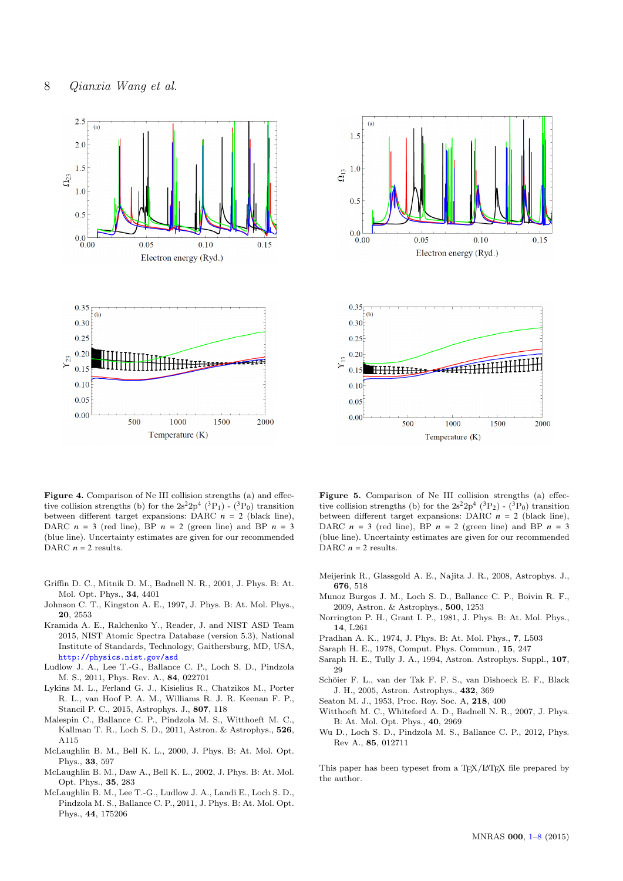**Figure 4.** Comparison of Ne III collision strengths (a) and effective collision strengths (b) for the $2s^22p^4$ ($^3P_1$) - ($^3P_0$) transition between different target expansions: DARC $n$ = 2 (black line), DARC $n$ = 3 (red line), BP $n$ = 2 (green line) and BP $n$ = 3 (blue line). Uncertainty estimates are given for our recommended DARC $n$ = 2 results.

**Figure 5.** Comparison of Ne III collision strengths (a) effective collision strengths (b) for the $2s^22p^4$ ($^3P_2$) - ($^3P_0$) transition between different target expansions: DARC $n$ = 2 (black line), DARC $n$ = 3 (red line), BP $n$ = 2 (green line) and BP $n$ = 3 (blue line). Uncertainty estimates are given for our recommended DARC $n$ = 2 results.

Griffin D. C., Mitnik D. M., Badnell N. R., 2001, J. Phys. B: At. Mol. Opt. Phys., **34**, 4401

Johnson C. T., Kingston A. E., 1997, J. Phys. B: At. Mol. Phys., **20**, 2553

Kramida A. E., Ralchenko Y., Reader, J. and NIST ASD Team 2015, NIST Atomic Spectra Database (version 5.3), National Institute of Standards, Technology, Gaithersburg, MD, USA, http://physics.nist.gov/asd

Ludlow J. A., Lee T.-G., Ballance C. P., Loch S. D., Pindzola M. S., 2011, Phys. Rev. A., **84**, 022701

Lykins M. L., Ferland G. J., Kisielius R., Chatzikos M., Porter R. L., van Hoof P. A. M., Williams R. J. R. Keenan F. P., Stancil P. C., 2015, Astrophys. J., **807**, 118

Malespin C., Ballance C. P., Pindzola M. S., Witthoeft M. C., Kallman T. R., Loch S. D., 2011, Astron. & Astrophys., **526**, A115

McLaughlin B. M., Bell K. L., 2000, J. Phys. B: At. Mol. Opt. Phys., **33**, 597

McLaughlin B. M., Daw A., Bell K. L., 2002, J. Phys. B: At. Mol. Opt. Phys., **35**, 283

McLaughlin B. M., Lee T.-G., Ludlow J. A., Landi E., Loch S. D., Pindzola M. S., Ballance C. P., 2011, J. Phys. B: At. Mol. Opt. Phys., **44**, 175206

Meijerink R., Glassgold A. E., Najita J. R., 2008, Astrophys. J., **676**, 518

Munoz Burgos J. M., Loch S. D., Ballance C. P., Boivin R. F., 2009, Astron. & Astrophys., **500**, 1253

Norrington P. H., Grant I. P., 1981, J. Phys. B: At. Mol. Phys., **14**, L261

Pradhan A. K., 1974, J. Phys. B: At. Mol. Phys., **7**, L503

Saraph H. E., 1978, Comput. Phys. Commun., **15**, 247

Saraph H. E., Tully J. A., 1994, Astron. Astrophys. Suppl., **107**, 29

Schöier F. L., van der Tak F. F. S., van Dishoeck E. F., Black J. H., 2005, Astron. Astrophys., **432**, 369

Seaton M. J., 1953, Proc. Roy. Soc. A, **218**, 400

Witthoeft M. C., Whiteford A. D., Badnell N. R., 2007, J. Phys. B: At. Mol. Opt. Phys., **40**, 2969

Wu D., Loch S. D., Pindzola M. S., Ballance C. P., 2012, Phys. Rev A., **85**, 012711

This paper has been typeset from a TEX/LATEX file prepared by the author.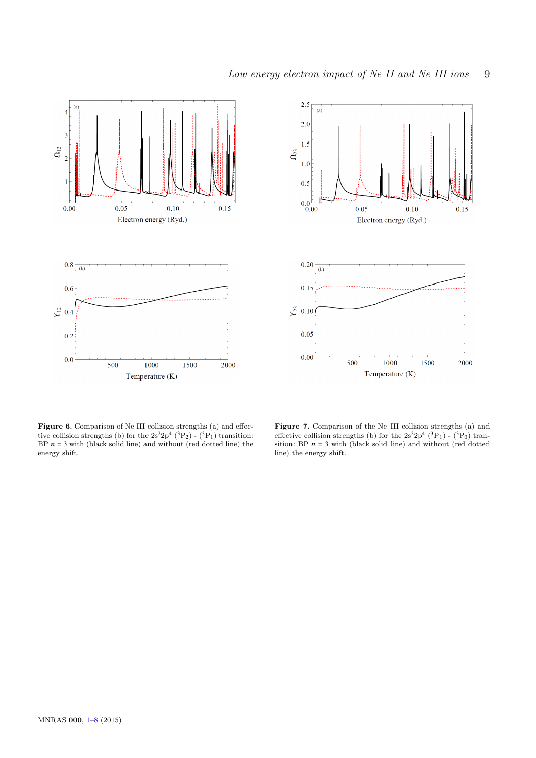**Figure 6.** Comparison of Ne III collision strengths (a) and effective collision strengths (b) for the $2s^22p^4$ ($^3P_2$) - ($^3P_1$) transition: BP $n$ = 3 with (black solid line) and without (red dotted line) the energy shift.

**Figure 7.** Comparison of the Ne III collision strengths (a) and effective collision strengths (b) for the $2s^22p^4$ ($^3P_1$) - ($^3P_0$) transition: BP $n$ = 3 with (black solid line) and without (red dotted line) the energy shift.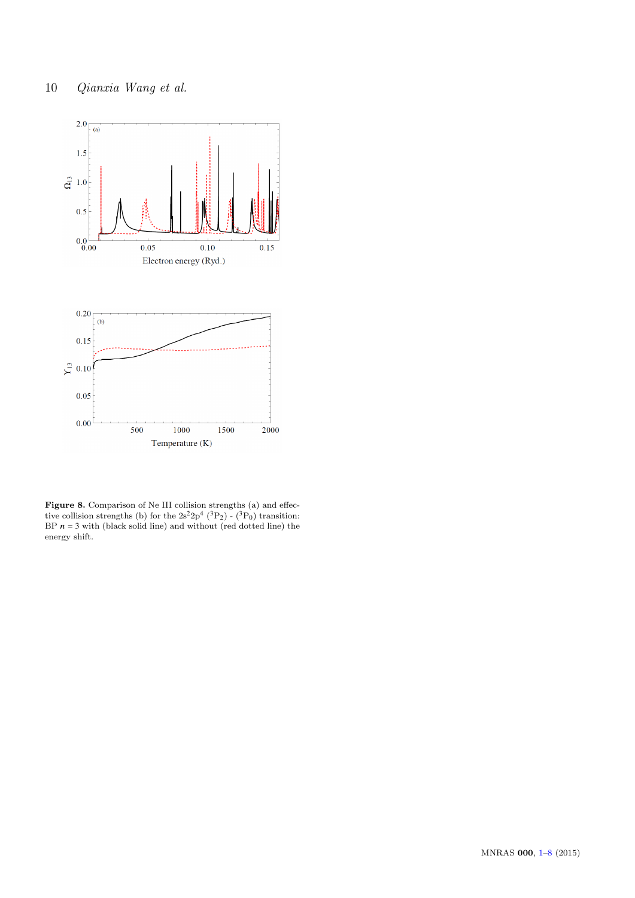2.0

(a)

1.5

$\Omega_{13}$ 1.0

0.5

0.0

0.00 0.05 0.10 0.15

Electron energy (Ryd.)

0.20

(b)

0.15

$\Upsilon_{13}$ 0.10

0.05

0.00

500 1000 1500 2000

Temperature (K)

**Figure 8.** Comparison of Ne III collision strengths (a) and effective collision strengths (b) for the $2s^22p^4$ ($^3P_2$) - ($^3P_0$) transition: BP $n = 3$ with (black solid line) and without (red dotted line) the energy shift.